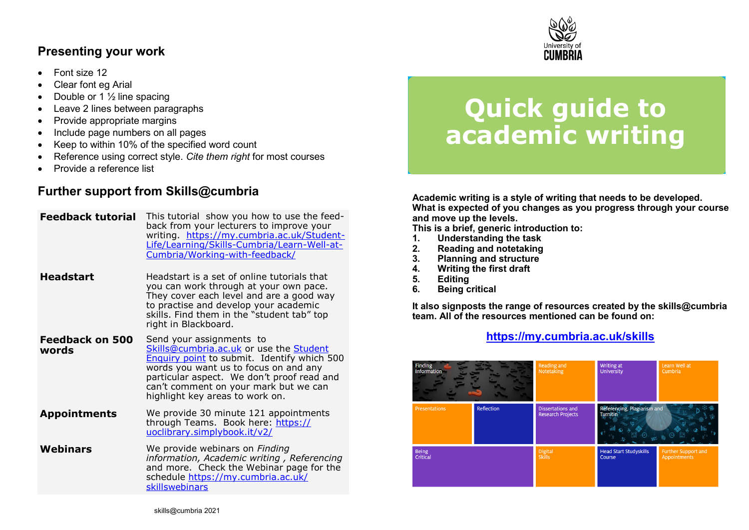## Presenting your work

- Font size 12
- Clear font eg Arial
- Double or 1 ½ line spacing
- Leave 2 lines between paragraphs
- Provide appropriate margins
- Include page numbers on all pages
- Keep to within 10% of the specified word count
- Reference using correct style. *Cite them right* for most courses
- Provide a reference list

## Further support from Skills@cumbria

| | |
|---|---|
| **Feedback tutorial** | This tutorial show you how to use the feed-back from your lecturers to improve your writing. https://my.cumbria.ac.uk/Student-Life/Learning/Skills-Cumbria/Learn-Well-at-Cumbria/Working-with-feedback/ |
| **Headstart** | Headstart is a set of online tutorials that you can work through at your own pace. They cover each level and are a good way to practise and develop your academic skills. Find them in the "student tab" top right in Blackboard. |
| **Feedback on 500 words** | Send your assignments to Skills@cumbria.ac.uk or use the Student Enquiry point to submit. Identify which 500 words you want us to focus on and any particular aspect. We don't proof read and can't comment on your mark but we can highlight key areas to work on. |
| **Appointments** | We provide 30 minute 121 appointments through Teams. Book here: https://uoclibrary.simplybook.it/v2/ |
| **Webinars** | We provide webinars on *Finding information, Academic writing , Referencing* and more. Check the Webinar page for the schedule https://my.cumbria.ac.uk/skillswebinars |

skills@cumbria 2021

University of CUMBRIA

# Quick guide to academic writing

**Academic writing is a style of writing that needs to be developed. What is expected of you changes as you progress through your course and move up the levels.**
**This is a brief, generic introduction to:**

1. **Understanding the task**
2. **Reading and notetaking**
3. **Planning and structure**
4. **Writing the first draft**
5. **Editing**
6. **Being critical**

**It also signposts the range of resources created by the skills@cumbria team. All of the resources mentioned can be found on:**

**https://my.cumbria.ac.uk/skills**

| | | | |
|---|---|---|---|
| Finding Information | Reading and Notetaking | Writing at University | Learn Well at Cumbria |
| Presentations / Reflection | Dissertations and Research Projects | Referencing, Plagiarism and Turnitin | |
| Being Critical | Digital Skills | Head Start Studyskills Course | Further Support and Appointments |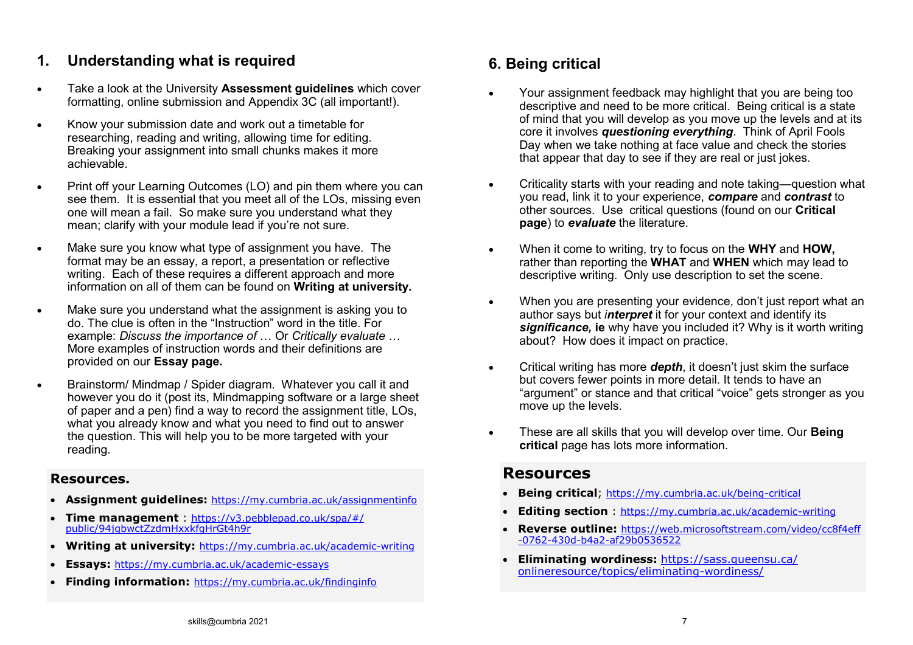## 1. Understanding what is required

- Take a look at the University **Assessment guidelines** which cover formatting, online submission and Appendix 3C (all important!).
- Know your submission date and work out a timetable for researching, reading and writing, allowing time for editing. Breaking your assignment into small chunks makes it more achievable.
- Print off your Learning Outcomes (LO) and pin them where you can see them. It is essential that you meet all of the LOs, missing even one will mean a fail. So make sure you understand what they mean; clarify with your module lead if you're not sure.
- Make sure you know what type of assignment you have. The format may be an essay, a report, a presentation or reflective writing. Each of these requires a different approach and more information on all of them can be found on **Writing at university.**
- Make sure you understand what the assignment is asking you to do. The clue is often in the "Instruction" word in the title. For example: *Discuss the importance of …* Or *Critically evaluate …* More examples of instruction words and their definitions are provided on our **Essay page.**
- Brainstorm/ Mindmap / Spider diagram. Whatever you call it and however you do it (post its, Mindmapping software or a large sheet of paper and a pen) find a way to record the assignment title, LOs, what you already know and what you need to find out to answer the question. This will help you to be more targeted with your reading.

### Resources.

- **Assignment guidelines:** https://my.cumbria.ac.uk/assignmentinfo
- **Time management** : https://v3.pebblepad.co.uk/spa/#/public/94jqbwctZzdmHxxkfqHrGt4h9r
- **Writing at university:** https://my.cumbria.ac.uk/academic-writing
- **Essays:** https://my.cumbria.ac.uk/academic-essays
- **Finding information:** https://my.cumbria.ac.uk/findinginfo

## 6. Being critical

- Your assignment feedback may highlight that you are being too descriptive and need to be more critical. Being critical is a state of mind that you will develop as you move up the levels and at its core it involves ***questioning everything***. Think of April Fools Day when we take nothing at face value and check the stories that appear that day to see if they are real or just jokes.
- Criticality starts with your reading and note taking—question what you read, link it to your experience, ***compare*** and ***contrast*** to other sources. Use critical questions (found on our **Critical page**) to ***evaluate*** the literature.
- When it come to writing, try to focus on the **WHY** and **HOW,** rather than reporting the **WHAT** and **WHEN** which may lead to descriptive writing. Only use description to set the scene.
- When you are presenting your evidence, don't just report what an author says but ***interpret*** it for your context and identify its ***significance,*** **ie** why have you included it? Why is it worth writing about? How does it impact on practice.
- Critical writing has more ***depth***, it doesn't just skim the surface but covers fewer points in more detail. It tends to have an "argument" or stance and that critical "voice" gets stronger as you move up the levels.
- These are all skills that you will develop over time. Our **Being critical** page has lots more information.

### Resources

- **Being critical**; https://my.cumbria.ac.uk/being-critical
- **Editing section** : https://my.cumbria.ac.uk/academic-writing
- **Reverse outline:** https://web.microsoftstream.com/video/cc8f4eff-0762-430d-b4a2-af29b0536522
- **Eliminating wordiness:** https://sass.queensu.ca/onlineresource/topics/eliminating-wordiness/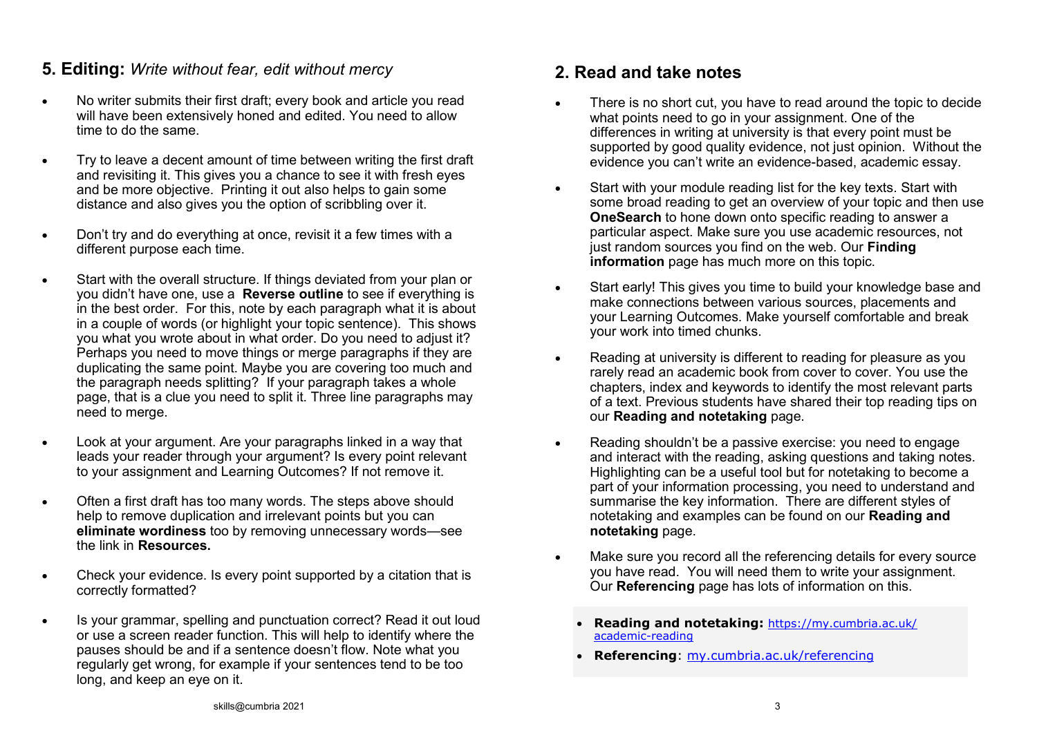## 5. Editing: *Write without fear, edit without mercy*

- No writer submits their first draft; every book and article you read will have been extensively honed and edited. You need to allow time to do the same.
- Try to leave a decent amount of time between writing the first draft and revisiting it. This gives you a chance to see it with fresh eyes and be more objective. Printing it out also helps to gain some distance and also gives you the option of scribbling over it.
- Don't try and do everything at once, revisit it a few times with a different purpose each time.
- Start with the overall structure. If things deviated from your plan or you didn't have one, use a **Reverse outline** to see if everything is in the best order. For this, note by each paragraph what it is about in a couple of words (or highlight your topic sentence). This shows you what you wrote about in what order. Do you need to adjust it? Perhaps you need to move things or merge paragraphs if they are duplicating the same point. Maybe you are covering too much and the paragraph needs splitting? If your paragraph takes a whole page, that is a clue you need to split it. Three line paragraphs may need to merge.
- Look at your argument. Are your paragraphs linked in a way that leads your reader through your argument? Is every point relevant to your assignment and Learning Outcomes? If not remove it.
- Often a first draft has too many words. The steps above should help to remove duplication and irrelevant points but you can **eliminate wordiness** too by removing unnecessary words—see the link in **Resources.**
- Check your evidence. Is every point supported by a citation that is correctly formatted?
- Is your grammar, spelling and punctuation correct? Read it out loud or use a screen reader function. This will help to identify where the pauses should be and if a sentence doesn't flow. Note what you regularly get wrong, for example if your sentences tend to be too long, and keep an eye on it.

## 2. Read and take notes

- There is no short cut, you have to read around the topic to decide what points need to go in your assignment. One of the differences in writing at university is that every point must be supported by good quality evidence, not just opinion. Without the evidence you can't write an evidence-based, academic essay.
- Start with your module reading list for the key texts. Start with some broad reading to get an overview of your topic and then use **OneSearch** to hone down onto specific reading to answer a particular aspect. Make sure you use academic resources, not just random sources you find on the web. Our **Finding information** page has much more on this topic.
- Start early! This gives you time to build your knowledge base and make connections between various sources, placements and your Learning Outcomes. Make yourself comfortable and break your work into timed chunks.
- Reading at university is different to reading for pleasure as you rarely read an academic book from cover to cover. You use the chapters, index and keywords to identify the most relevant parts of a text. Previous students have shared their top reading tips on our **Reading and notetaking** page.
- Reading shouldn't be a passive exercise: you need to engage and interact with the reading, asking questions and taking notes. Highlighting can be a useful tool but for notetaking to become a part of your information processing, you need to understand and summarise the key information. There are different styles of notetaking and examples can be found on our **Reading and notetaking** page.
- Make sure you record all the referencing details for every source you have read. You will need them to write your assignment. Our **Referencing** page has lots of information on this.

- **Reading and notetaking:** https://my.cumbria.ac.uk/academic-reading
- **Referencing**: my.cumbria.ac.uk/referencing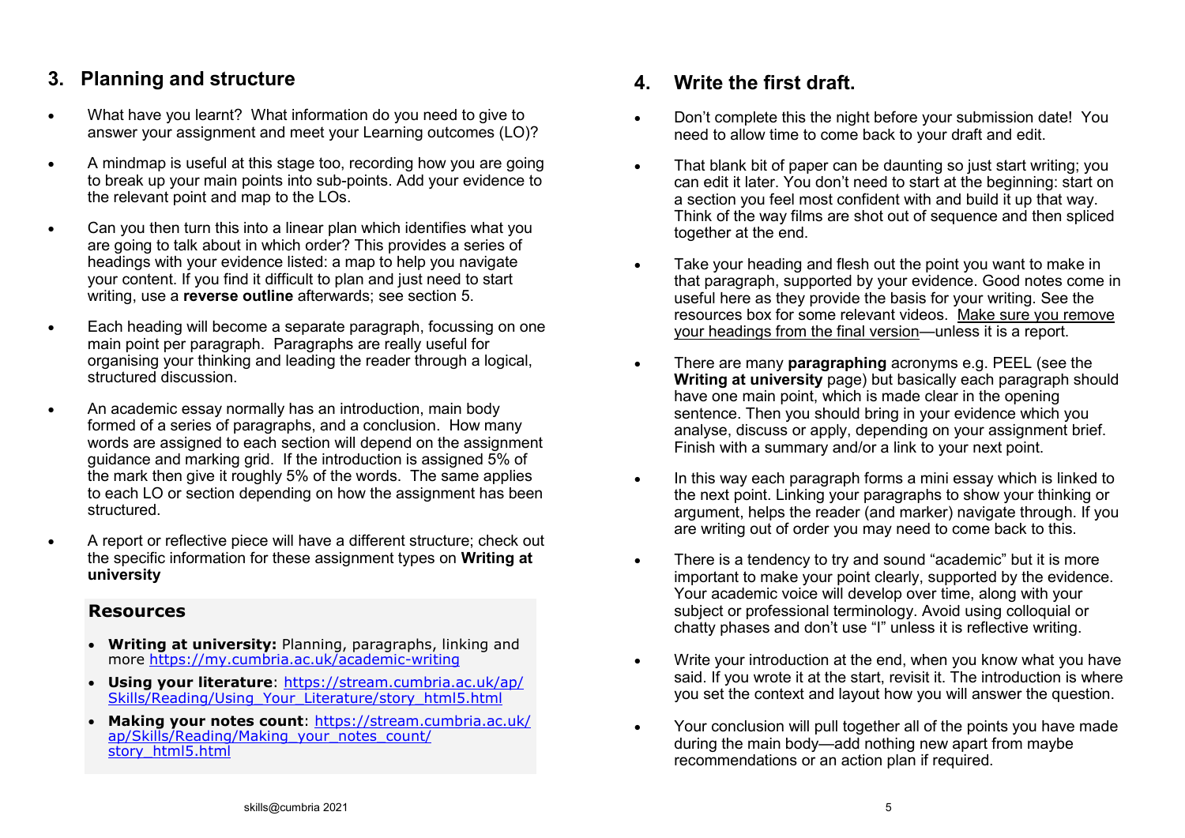## 3. Planning and structure

- What have you learnt? What information do you need to give to answer your assignment and meet your Learning outcomes (LO)?
- A mindmap is useful at this stage too, recording how you are going to break up your main points into sub-points. Add your evidence to the relevant point and map to the LOs.
- Can you then turn this into a linear plan which identifies what you are going to talk about in which order? This provides a series of headings with your evidence listed: a map to help you navigate your content. If you find it difficult to plan and just need to start writing, use a **reverse outline** afterwards; see section 5.
- Each heading will become a separate paragraph, focussing on one main point per paragraph. Paragraphs are really useful for organising your thinking and leading the reader through a logical, structured discussion.
- An academic essay normally has an introduction, main body formed of a series of paragraphs, and a conclusion. How many words are assigned to each section will depend on the assignment guidance and marking grid. If the introduction is assigned 5% of the mark then give it roughly 5% of the words. The same applies to each LO or section depending on how the assignment has been structured.
- A report or reflective piece will have a different structure; check out the specific information for these assignment types on **Writing at university**

### Resources

- **Writing at university:** Planning, paragraphs, linking and more https://my.cumbria.ac.uk/academic-writing
- **Using your literature**: https://stream.cumbria.ac.uk/ap/Skills/Reading/Using_Your_Literature/story_html5.html
- **Making your notes count**: https://stream.cumbria.ac.uk/ap/Skills/Reading/Making_your_notes_count/story_html5.html

## 4. Write the first draft.

- Don't complete this the night before your submission date! You need to allow time to come back to your draft and edit.
- That blank bit of paper can be daunting so just start writing; you can edit it later. You don't need to start at the beginning: start on a section you feel most confident with and build it up that way. Think of the way films are shot out of sequence and then spliced together at the end.
- Take your heading and flesh out the point you want to make in that paragraph, supported by your evidence. Good notes come in useful here as they provide the basis for your writing. See the resources box for some relevant videos. Make sure you remove your headings from the final version—unless it is a report.
- There are many **paragraphing** acronyms e.g. PEEL (see the **Writing at university** page) but basically each paragraph should have one main point, which is made clear in the opening sentence. Then you should bring in your evidence which you analyse, discuss or apply, depending on your assignment brief. Finish with a summary and/or a link to your next point.
- In this way each paragraph forms a mini essay which is linked to the next point. Linking your paragraphs to show your thinking or argument, helps the reader (and marker) navigate through. If you are writing out of order you may need to come back to this.
- There is a tendency to try and sound "academic" but it is more important to make your point clearly, supported by the evidence. Your academic voice will develop over time, along with your subject or professional terminology. Avoid using colloquial or chatty phases and don't use "I" unless it is reflective writing.
- Write your introduction at the end, when you know what you have said. If you wrote it at the start, revisit it. The introduction is where you set the context and layout how you will answer the question.
- Your conclusion will pull together all of the points you have made during the main body—add nothing new apart from maybe recommendations or an action plan if required.